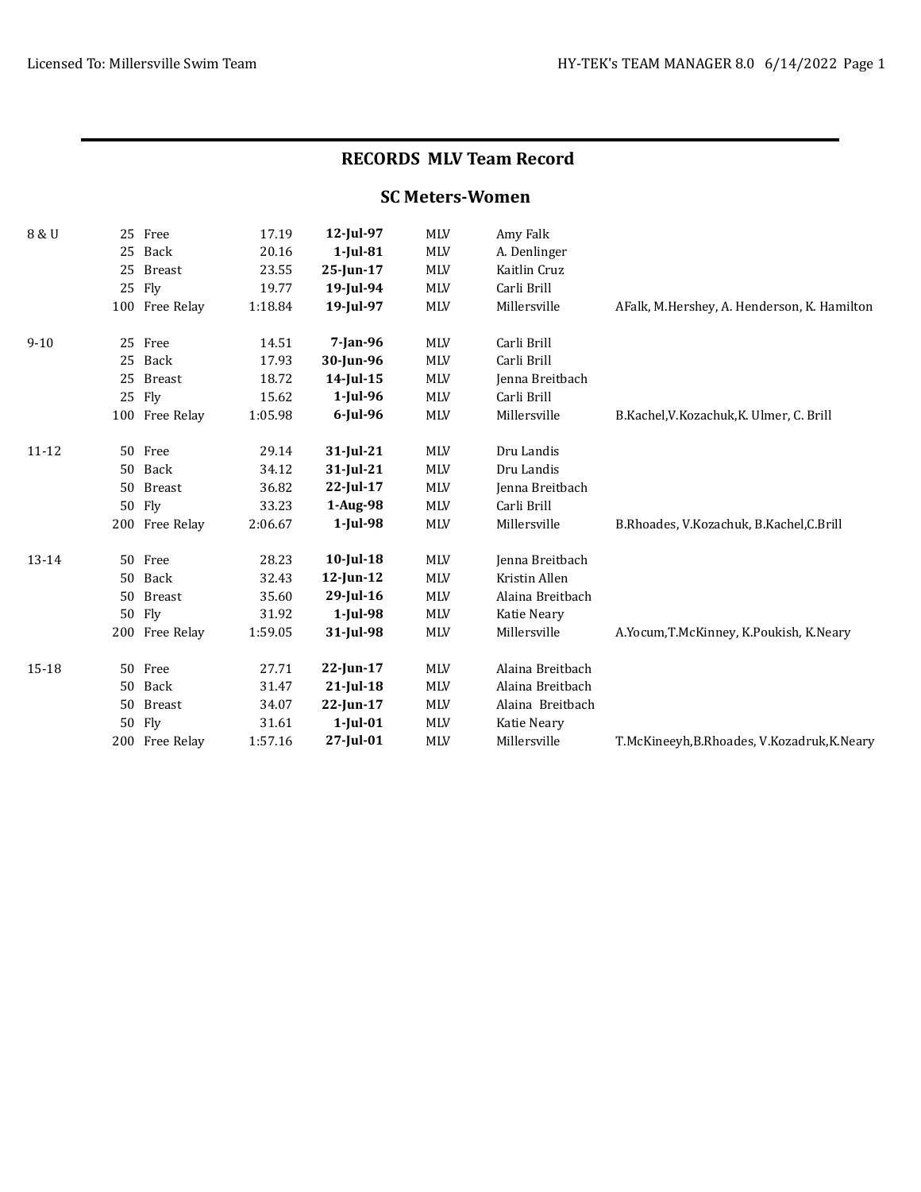## RECORDS MLV Team Record

### SC Meters-Women

| Age Group | Event | Time | Date | Team | Name | Relay Members |
|---|---|---|---|---|---|---|
| 8 & U | 25 Free | 17.19 | **12-Jul-97** | MLV | Amy Falk | |
| | 25 Back | 20.16 | **1-Jul-81** | MLV | A. Denlinger | |
| | 25 Breast | 23.55 | **25-Jun-17** | MLV | Kaitlin Cruz | |
| | 25 Fly | 19.77 | **19-Jul-94** | MLV | Carli Brill | |
| | 100 Free Relay | 1:18.84 | **19-Jul-97** | MLV | Millersville | AFalk, M.Hershey, A. Henderson, K. Hamilton |
| 9-10 | 25 Free | 14.51 | **7-Jan-96** | MLV | Carli Brill | |
| | 25 Back | 17.93 | **30-Jun-96** | MLV | Carli Brill | |
| | 25 Breast | 18.72 | **14-Jul-15** | MLV | Jenna Breitbach | |
| | 25 Fly | 15.62 | **1-Jul-96** | MLV | Carli Brill | |
| | 100 Free Relay | 1:05.98 | **6-Jul-96** | MLV | Millersville | B.Kachel,V.Kozachuk,K. Ulmer, C. Brill |
| 11-12 | 50 Free | 29.14 | **31-Jul-21** | MLV | Dru Landis | |
| | 50 Back | 34.12 | **31-Jul-21** | MLV | Dru Landis | |
| | 50 Breast | 36.82 | **22-Jul-17** | MLV | Jenna Breitbach | |
| | 50 Fly | 33.23 | **1-Aug-98** | MLV | Carli Brill | |
| | 200 Free Relay | 2:06.67 | **1-Jul-98** | MLV | Millersville | B.Rhoades, V.Kozachuk, B.Kachel,C.Brill |
| 13-14 | 50 Free | 28.23 | **10-Jul-18** | MLV | Jenna Breitbach | |
| | 50 Back | 32.43 | **12-Jun-12** | MLV | Kristin Allen | |
| | 50 Breast | 35.60 | **29-Jul-16** | MLV | Alaina Breitbach | |
| | 50 Fly | 31.92 | **1-Jul-98** | MLV | Katie Neary | |
| | 200 Free Relay | 1:59.05 | **31-Jul-98** | MLV | Millersville | A.Yocum,T.McKinney, K.Poukish, K.Neary |
| 15-18 | 50 Free | 27.71 | **22-Jun-17** | MLV | Alaina Breitbach | |
| | 50 Back | 31.47 | **21-Jul-18** | MLV | Alaina Breitbach | |
| | 50 Breast | 34.07 | **22-Jun-17** | MLV | Alaina Breitbach | |
| | 50 Fly | 31.61 | **1-Jul-01** | MLV | Katie Neary | |
| | 200 Free Relay | 1:57.16 | **27-Jul-01** | MLV | Millersville | T.McKineeyh,B.Rhoades, V.Kozadruk,K.Neary |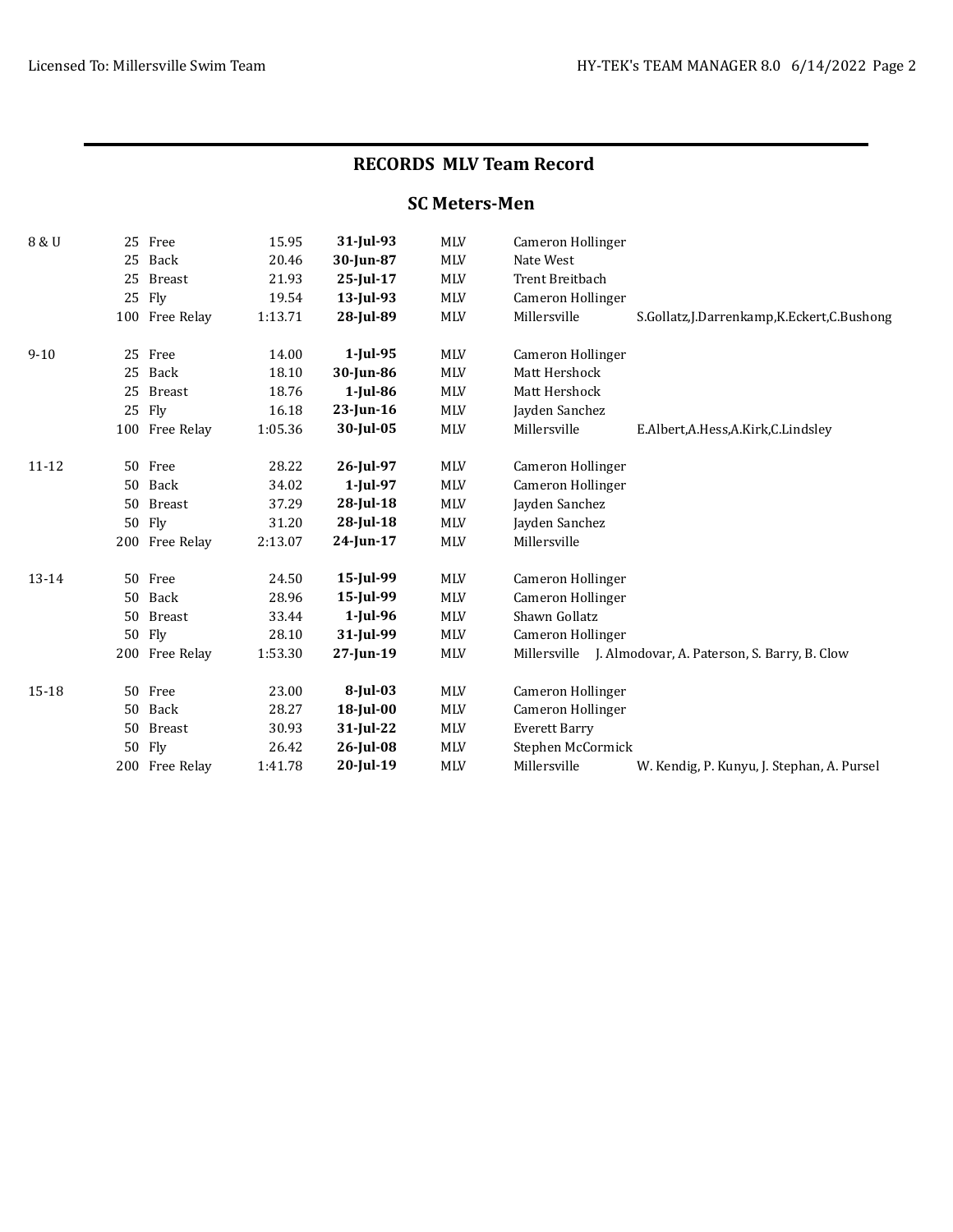## RECORDS MLV Team Record

### SC Meters-Men

| | | | | | | | |
|---|---|---|---|---|---|---|---|
| 8 & U | 25 | Free | 15.95 | **31-Jul-93** | MLV | Cameron Hollinger | |
| | 25 | Back | 20.46 | **30-Jun-87** | MLV | Nate West | |
| | 25 | Breast | 21.93 | **25-Jul-17** | MLV | Trent Breitbach | |
| | 25 | Fly | 19.54 | **13-Jul-93** | MLV | Cameron Hollinger | |
| | 100 | Free Relay | 1:13.71 | **28-Jul-89** | MLV | Millersville | S.Gollatz,J.Darrenkamp,K.Eckert,C.Bushong |
| 9-10 | 25 | Free | 14.00 | **1-Jul-95** | MLV | Cameron Hollinger | |
| | 25 | Back | 18.10 | **30-Jun-86** | MLV | Matt Hershock | |
| | 25 | Breast | 18.76 | **1-Jul-86** | MLV | Matt Hershock | |
| | 25 | Fly | 16.18 | **23-Jun-16** | MLV | Jayden Sanchez | |
| | 100 | Free Relay | 1:05.36 | **30-Jul-05** | MLV | Millersville | E.Albert,A.Hess,A.Kirk,C.Lindsley |
| 11-12 | 50 | Free | 28.22 | **26-Jul-97** | MLV | Cameron Hollinger | |
| | 50 | Back | 34.02 | **1-Jul-97** | MLV | Cameron Hollinger | |
| | 50 | Breast | 37.29 | **28-Jul-18** | MLV | Jayden Sanchez | |
| | 50 | Fly | 31.20 | **28-Jul-18** | MLV | Jayden Sanchez | |
| | 200 | Free Relay | 2:13.07 | **24-Jun-17** | MLV | Millersville | |
| 13-14 | 50 | Free | 24.50 | **15-Jul-99** | MLV | Cameron Hollinger | |
| | 50 | Back | 28.96 | **15-Jul-99** | MLV | Cameron Hollinger | |
| | 50 | Breast | 33.44 | **1-Jul-96** | MLV | Shawn Gollatz | |
| | 50 | Fly | 28.10 | **31-Jul-99** | MLV | Cameron Hollinger | |
| | 200 | Free Relay | 1:53.30 | **27-Jun-19** | MLV | Millersville | J. Almodovar, A. Paterson, S. Barry, B. Clow |
| 15-18 | 50 | Free | 23.00 | **8-Jul-03** | MLV | Cameron Hollinger | |
| | 50 | Back | 28.27 | **18-Jul-00** | MLV | Cameron Hollinger | |
| | 50 | Breast | 30.93 | **31-Jul-22** | MLV | Everett Barry | |
| | 50 | Fly | 26.42 | **26-Jul-08** | MLV | Stephen McCormick | |
| | 200 | Free Relay | 1:41.78 | **20-Jul-19** | MLV | Millersville | W. Kendig, P. Kunyu, J. Stephan, A. Pursel |